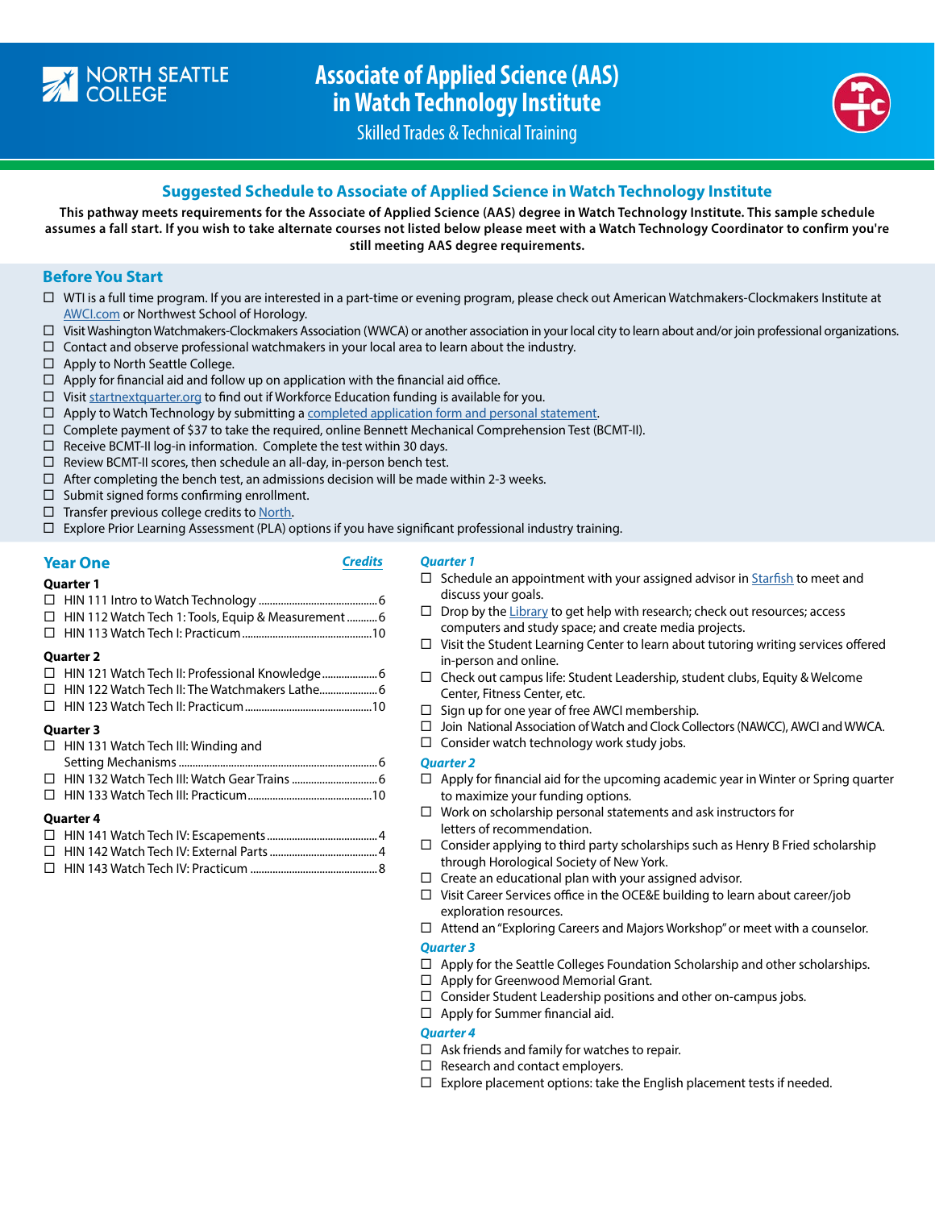# Associate of Applied Science (AAS) in Watch Technology Institute

Skilled Trades & Technical Training

## Suggested Schedule to Associate of Applied Science in Watch Technology Institute

**This pathway meets requirements for the Associate of Applied Science (AAS) degree in Watch Technology Institute. This sample schedule assumes a fall start. If you wish to take alternate courses not listed below please meet with a Watch Technology Coordinator to confirm you're still meeting AAS degree requirements.**

## Before You Start

- ☐ WTI is a full time program. If you are interested in a part-time or evening program, please check out American Watchmakers-Clockmakers Institute at AWCI.com or Northwest School of Horology.
- ☐ Visit Washington Watchmakers-Clockmakers Association (WWCA) or another association in your local city to learn about and/or join professional organizations.
- ☐ Contact and observe professional watchmakers in your local area to learn about the industry.
- ☐ Apply to North Seattle College.
- ☐ Apply for financial aid and follow up on application with the financial aid office.
- ☐ Visit startnextquarter.org to find out if Workforce Education funding is available for you.
- ☐ Apply to Watch Technology by submitting a completed application form and personal statement.
- ☐ Complete payment of $37 to take the required, online Bennett Mechanical Comprehension Test (BCMT-II).
- ☐ Receive BCMT-II log-in information. Complete the test within 30 days.
- ☐ Review BCMT-II scores, then schedule an all-day, in-person bench test.
- ☐ After completing the bench test, an admissions decision will be made within 2-3 weeks.
- ☐ Submit signed forms confirming enrollment.
- ☐ Transfer previous college credits to North.
- ☐ Explore Prior Learning Assessment (PLA) options if you have significant professional industry training.

## Year One

| Course | Credits |
|---|---|
| **Quarter 1** | |
| ☐ HIN 111 Intro to Watch Technology | 6 |
| ☐ HIN 112 Watch Tech 1: Tools, Equip & Measurement | 6 |
| ☐ HIN 113 Watch Tech I: Practicum | 10 |
| **Quarter 2** | |
| ☐ HIN 121 Watch Tech II: Professional Knowledge | 6 |
| ☐ HIN 122 Watch Tech II: The Watchmakers Lathe | 6 |
| ☐ HIN 123 Watch Tech II: Practicum | 10 |
| **Quarter 3** | |
| ☐ HIN 131 Watch Tech III: Winding and Setting Mechanisms | 6 |
| ☐ HIN 132 Watch Tech III: Watch Gear Trains | 6 |
| ☐ HIN 133 Watch Tech III: Practicum | 10 |
| **Quarter 4** | |
| ☐ HIN 141 Watch Tech IV: Escapements | 4 |
| ☐ HIN 142 Watch Tech IV: External Parts | 4 |
| ☐ HIN 143 Watch Tech IV: Practicum | 8 |

### *Quarter 1*

- ☐ Schedule an appointment with your assigned advisor in Starfish to meet and discuss your goals.
- ☐ Drop by the Library to get help with research; check out resources; access computers and study space; and create media projects.
- ☐ Visit the Student Learning Center to learn about tutoring writing services offered in-person and online.
- ☐ Check out campus life: Student Leadership, student clubs, Equity & Welcome Center, Fitness Center, etc.
- ☐ Sign up for one year of free AWCI membership.
- ☐ Join National Association of Watch and Clock Collectors (NAWCC), AWCI and WWCA.
- ☐ Consider watch technology work study jobs.

### *Quarter 2*

- ☐ Apply for financial aid for the upcoming academic year in Winter or Spring quarter to maximize your funding options.
- ☐ Work on scholarship personal statements and ask instructors for letters of recommendation.
- ☐ Consider applying to third party scholarships such as Henry B Fried scholarship through Horological Society of New York.
- ☐ Create an educational plan with your assigned advisor.
- ☐ Visit Career Services office in the OCE&E building to learn about career/job exploration resources.
- ☐ Attend an "Exploring Careers and Majors Workshop" or meet with a counselor.

### *Quarter 3*

- ☐ Apply for the Seattle Colleges Foundation Scholarship and other scholarships.
- ☐ Apply for Greenwood Memorial Grant.
- ☐ Consider Student Leadership positions and other on-campus jobs.
- ☐ Apply for Summer financial aid.

### *Quarter 4*

- ☐ Ask friends and family for watches to repair.
- ☐ Research and contact employers.
- ☐ Explore placement options: take the English placement tests if needed.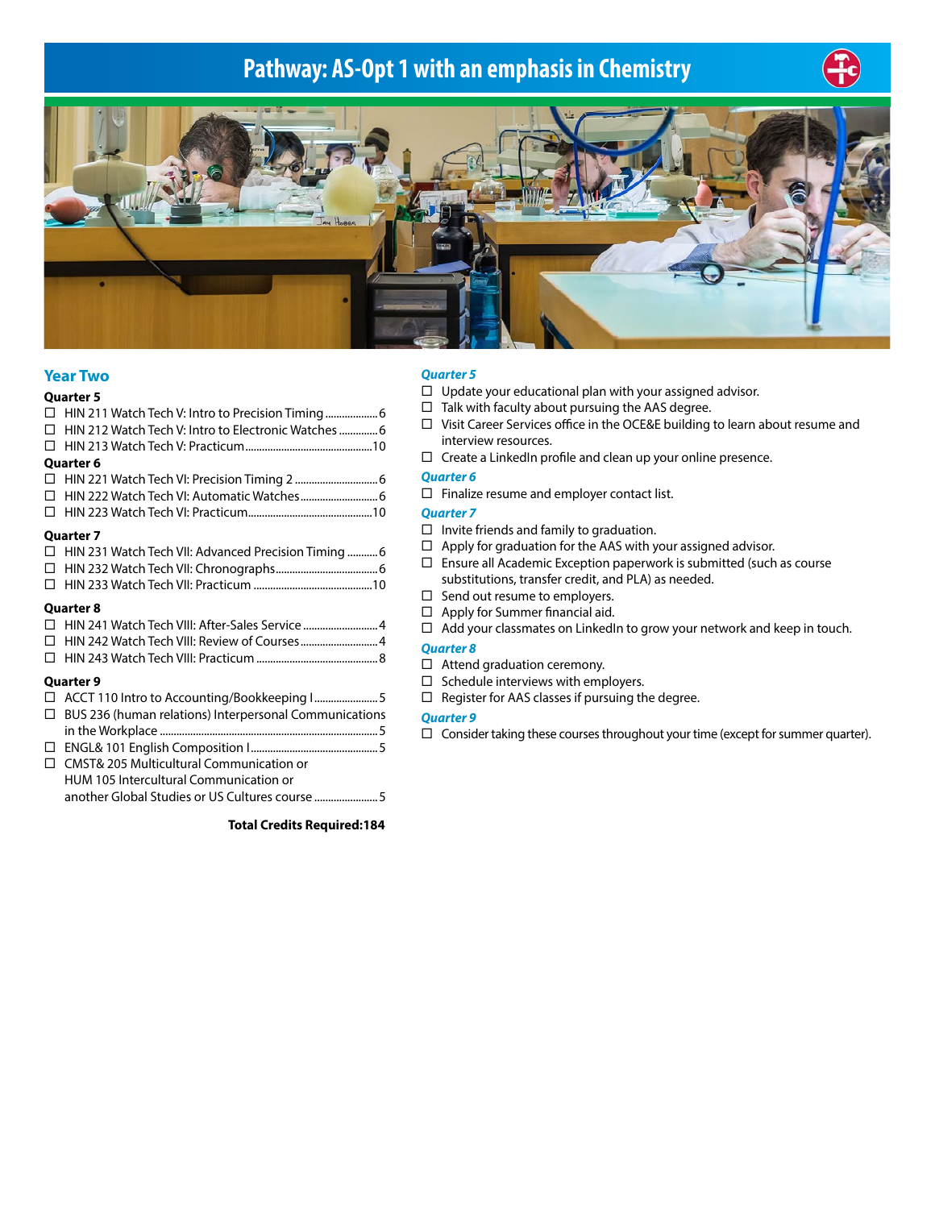# Pathway: AS-Opt 1 with an emphasis in Chemistry

## Year Two

**Quarter 5**

- ☐ HIN 211 Watch Tech V: Intro to Precision Timing .................. 6
- ☐ HIN 212 Watch Tech V: Intro to Electronic Watches ............. 6
- ☐ HIN 213 Watch Tech V: Practicum ............................................. 10

**Quarter 6**

- ☐ HIN 221 Watch Tech VI: Precision Timing 2 .............................. 6
- ☐ HIN 222 Watch Tech VI: Automatic Watches ........................... 6
- ☐ HIN 223 Watch Tech VI: Practicum ............................................ 10

**Quarter 7**

- ☐ HIN 231 Watch Tech VII: Advanced Precision Timing ........... 6
- ☐ HIN 232 Watch Tech VII: Chronographs .................................... 6
- ☐ HIN 233 Watch Tech VII: Practicum ........................................... 10

**Quarter 8**

- ☐ HIN 241 Watch Tech VIII: After-Sales Service ........................... 4
- ☐ HIN 242 Watch Tech VIII: Review of Courses ............................ 4
- ☐ HIN 243 Watch Tech VIII: Practicum ........................................... 8

**Quarter 9**

- ☐ ACCT 110 Intro to Accounting/Bookkeeping I ....................... 5
- ☐ BUS 236 (human relations) Interpersonal Communications in the Workplace ............................................................................. 5
- ☐ ENGL& 101 English Composition I ............................................. 5
- ☐ CMST& 205 Multicultural Communication or HUM 105 Intercultural Communication or another Global Studies or US Cultures course ...................... 5

**Total Credits Required:184**

### *Quarter 5*

- ☐ Update your educational plan with your assigned advisor.
- ☐ Talk with faculty about pursuing the AAS degree.
- ☐ Visit Career Services office in the OCE&E building to learn about resume and interview resources.
- ☐ Create a LinkedIn profile and clean up your online presence.

### *Quarter 6*

- ☐ Finalize resume and employer contact list.

### *Quarter 7*

- ☐ Invite friends and family to graduation.
- ☐ Apply for graduation for the AAS with your assigned advisor.
- ☐ Ensure all Academic Exception paperwork is submitted (such as course substitutions, transfer credit, and PLA) as needed.
- ☐ Send out resume to employers.
- ☐ Apply for Summer financial aid.
- ☐ Add your classmates on LinkedIn to grow your network and keep in touch.

### *Quarter 8*

- ☐ Attend graduation ceremony.
- ☐ Schedule interviews with employers.
- ☐ Register for AAS classes if pursuing the degree.

### *Quarter 9*

- ☐ Consider taking these courses throughout your time (except for summer quarter).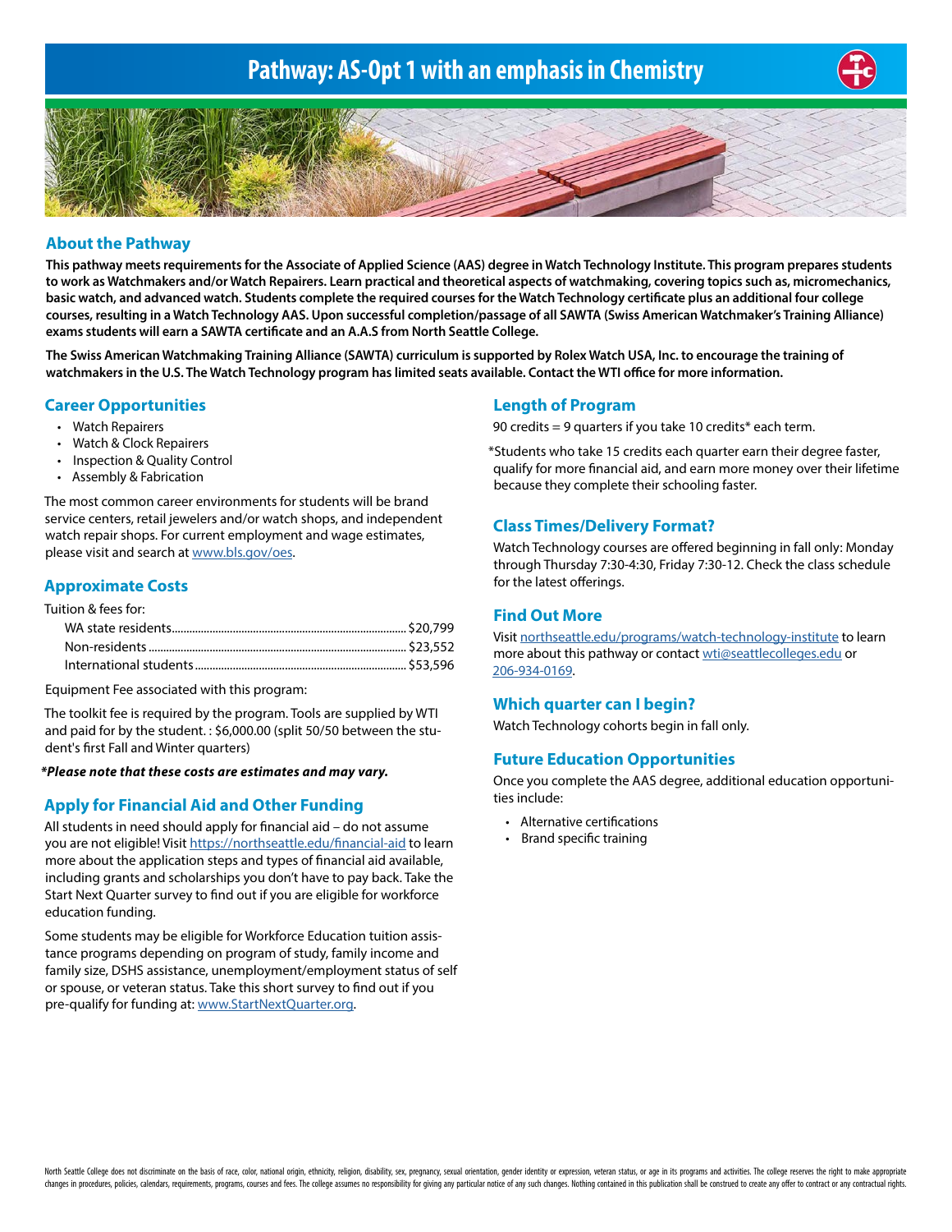# Pathway: AS-Opt 1 with an emphasis in Chemistry

## About the Pathway

**This pathway meets requirements for the Associate of Applied Science (AAS) degree in Watch Technology Institute. This program prepares students to work as Watchmakers and/or Watch Repairers. Learn practical and theoretical aspects of watchmaking, covering topics such as, micromechanics, basic watch, and advanced watch. Students complete the required courses for the Watch Technology certificate plus an additional four college courses, resulting in a Watch Technology AAS. Upon successful completion/passage of all SAWTA (Swiss American Watchmaker's Training Alliance) exams students will earn a SAWTA certificate and an A.A.S from North Seattle College.**

**The Swiss American Watchmaking Training Alliance (SAWTA) curriculum is supported by Rolex Watch USA, Inc. to encourage the training of watchmakers in the U.S. The Watch Technology program has limited seats available. Contact the WTI office for more information.**

## Career Opportunities

- Watch Repairers
- Watch & Clock Repairers
- Inspection & Quality Control
- Assembly & Fabrication

The most common career environments for students will be brand service centers, retail jewelers and/or watch shops, and independent watch repair shops. For current employment and wage estimates, please visit and search at www.bls.gov/oes.

## Approximate Costs

Tuition & fees for:

- WA state residents................................................ $20,799
- Non-residents................................................ $23,552
- International students................................................ $53,596

Equipment Fee associated with this program:

The toolkit fee is required by the program. Tools are supplied by WTI and paid for by the student. : $6,000.00 (split 50/50 between the student's first Fall and Winter quarters)

***Please note that these costs are estimates and may vary.***

## Apply for Financial Aid and Other Funding

All students in need should apply for financial aid – do not assume you are not eligible! Visit https://northseattle.edu/financial-aid to learn more about the application steps and types of financial aid available, including grants and scholarships you don't have to pay back. Take the Start Next Quarter survey to find out if you are eligible for workforce education funding.

Some students may be eligible for Workforce Education tuition assistance programs depending on program of study, family income and family size, DSHS assistance, unemployment/employment status of self or spouse, or veteran status. Take this short survey to find out if you pre-qualify for funding at: www.StartNextQuarter.org.

## Length of Program

90 credits = 9 quarters if you take 10 credits* each term.

*Students who take 15 credits each quarter earn their degree faster, qualify for more financial aid, and earn more money over their lifetime because they complete their schooling faster.

## Class Times/Delivery Format?

Watch Technology courses are offered beginning in fall only: Monday through Thursday 7:30-4:30, Friday 7:30-12. Check the class schedule for the latest offerings.

## Find Out More

Visit northseattle.edu/programs/watch-technology-institute to learn more about this pathway or contact wti@seattlecolleges.edu or 206-934-0169.

## Which quarter can I begin?

Watch Technology cohorts begin in fall only.

## Future Education Opportunities

Once you complete the AAS degree, additional education opportunities include:

- Alternative certifications
- Brand specific training

North Seattle College does not discriminate on the basis of race, color, national origin, ethnicity, religion, disability, sex, pregnancy, sexual orientation, gender identity or expression, veteran status, or age in its programs and activities. The college reserves the right to make appropriate changes in procedures, policies, calendars, requirements, programs, courses and fees. The college assumes no responsibility for giving any particular notice of any such changes. Nothing contained in this publication shall be construed to create any offer to contract or any contractual rights.